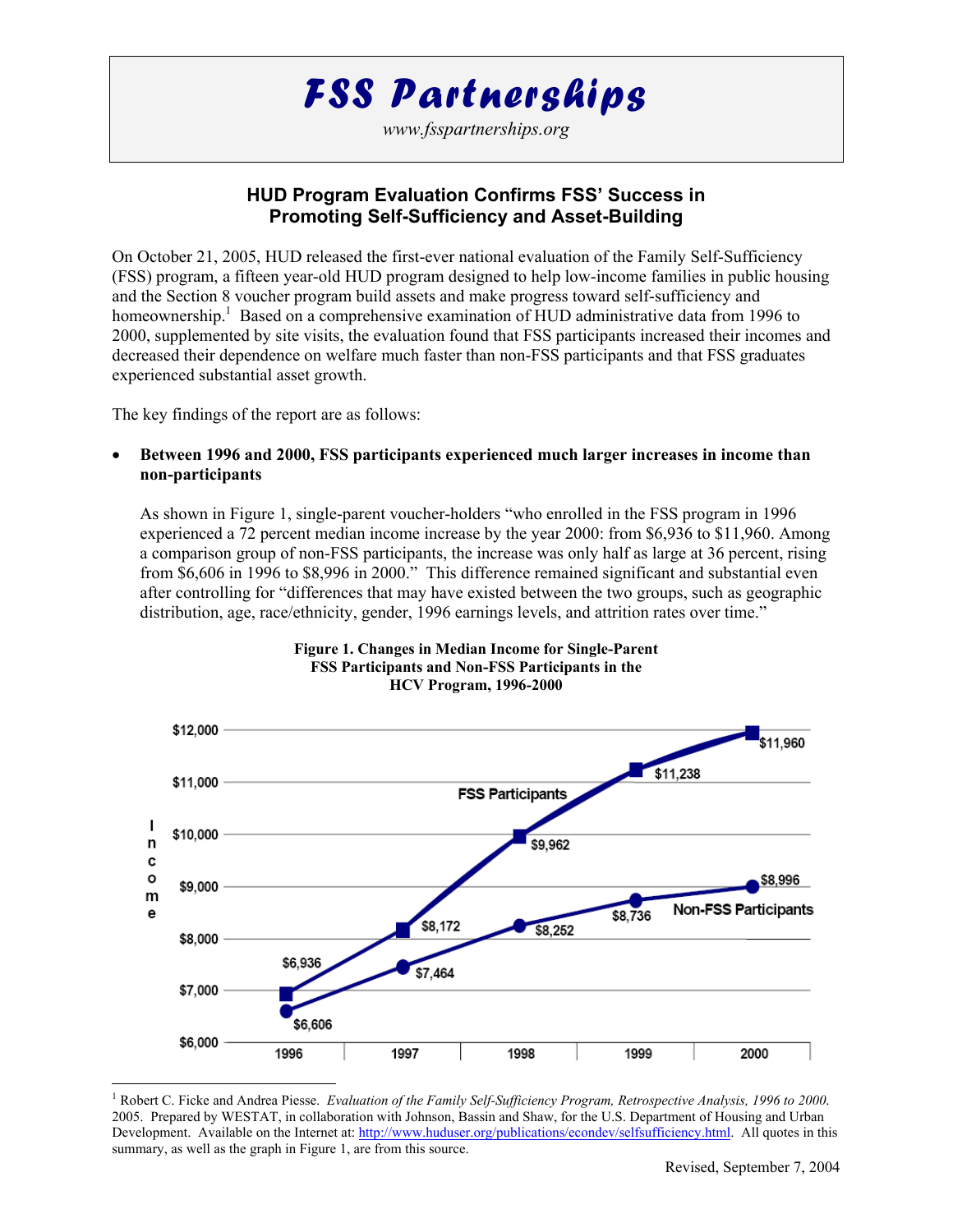# FSS Partnerships

*www.fsspartnerships.org*

## HUD Program Evaluation Confirms FSS' Success in Promoting Self-Sufficiency and Asset-Building

On October 21, 2005, HUD released the first-ever national evaluation of the Family Self-Sufficiency (FSS) program, a fifteen year-old HUD program designed to help low-income families in public housing and the Section 8 voucher program build assets and make progress toward self-sufficiency and homeownership.[1] Based on a comprehensive examination of HUD administrative data from 1996 to 2000, supplemented by site visits, the evaluation found that FSS participants increased their incomes and decreased their dependence on welfare much faster than non-FSS participants and that FSS graduates experienced substantial asset growth.

The key findings of the report are as follows:

- **Between 1996 and 2000, FSS participants experienced much larger increases in income than non-participants**

  As shown in Figure 1, single-parent voucher-holders "who enrolled in the FSS program in 1996 experienced a 72 percent median income increase by the year 2000: from $6,936 to $11,960. Among a comparison group of non-FSS participants, the increase was only half as large at 36 percent, rising from $6,606 in 1996 to $8,996 in 2000." This difference remained significant and substantial even after controlling for "differences that may have existed between the two groups, such as geographic distribution, age, race/ethnicity, gender, 1996 earnings levels, and attrition rates over time."

**Figure 1. Changes in Median Income for Single-Parent FSS Participants and Non-FSS Participants in the HCV Program, 1996-2000**

| Year | FSS Participants | Non-FSS Participants |
|---|---|---|
| 1996 | $6,936 | $6,606 |
| 1997 | $8,172 | $7,464 |
| 1998 | $9,962 | $8,252 |
| 1999 | $11,238 | $8,736 |
| 2000 | $11,960 | $8,996 |

---

[1] Robert C. Ficke and Andrea Piesse. *Evaluation of the Family Self-Sufficiency Program, Retrospective Analysis, 1996 to 2000.* 2005. Prepared by WESTAT, in collaboration with Johnson, Bassin and Shaw, for the U.S. Department of Housing and Urban Development. Available on the Internet at: http://www.huduser.org/publications/econdev/selfsufficiency.html. All quotes in this summary, as well as the graph in Figure 1, are from this source.

Revised, September 7, 2004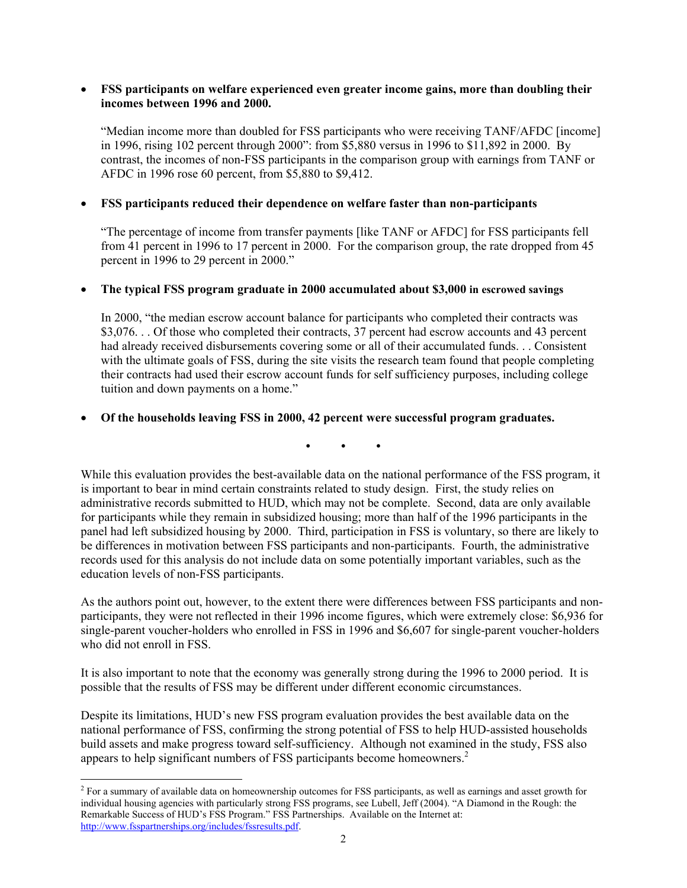- **FSS participants on welfare experienced even greater income gains, more than doubling their incomes between 1996 and 2000.**

  "Median income more than doubled for FSS participants who were receiving TANF/AFDC [income] in 1996, rising 102 percent through 2000": from $5,880 versus in 1996 to $11,892 in 2000. By contrast, the incomes of non-FSS participants in the comparison group with earnings from TANF or AFDC in 1996 rose 60 percent, from $5,880 to $9,412.

- **FSS participants reduced their dependence on welfare faster than non-participants**

  "The percentage of income from transfer payments [like TANF or AFDC] for FSS participants fell from 41 percent in 1996 to 17 percent in 2000. For the comparison group, the rate dropped from 45 percent in 1996 to 29 percent in 2000."

- **The typical FSS program graduate in 2000 accumulated about $3,000 in escrowed savings**

  In 2000, "the median escrow account balance for participants who completed their contracts was $3,076. . . Of those who completed their contracts, 37 percent had escrow accounts and 43 percent had already received disbursements covering some or all of their accumulated funds. . . Consistent with the ultimate goals of FSS, during the site visits the research team found that people completing their contracts had used their escrow account funds for self sufficiency purposes, including college tuition and down payments on a home."

- **Of the households leaving FSS in 2000, 42 percent were successful program graduates.**

• • •

While this evaluation provides the best-available data on the national performance of the FSS program, it is important to bear in mind certain constraints related to study design. First, the study relies on administrative records submitted to HUD, which may not be complete. Second, data are only available for participants while they remain in subsidized housing; more than half of the 1996 participants in the panel had left subsidized housing by 2000. Third, participation in FSS is voluntary, so there are likely to be differences in motivation between FSS participants and non-participants. Fourth, the administrative records used for this analysis do not include data on some potentially important variables, such as the education levels of non-FSS participants.

As the authors point out, however, to the extent there were differences between FSS participants and non-participants, they were not reflected in their 1996 income figures, which were extremely close: $6,936 for single-parent voucher-holders who enrolled in FSS in 1996 and $6,607 for single-parent voucher-holders who did not enroll in FSS.

It is also important to note that the economy was generally strong during the 1996 to 2000 period. It is possible that the results of FSS may be different under different economic circumstances.

Despite its limitations, HUD's new FSS program evaluation provides the best available data on the national performance of FSS, confirming the strong potential of FSS to help HUD-assisted households build assets and make progress toward self-sufficiency. Although not examined in the study, FSS also appears to help significant numbers of FSS participants become homeowners.[2]

[2] For a summary of available data on homeownership outcomes for FSS participants, as well as earnings and asset growth for individual housing agencies with particularly strong FSS programs, see Lubell, Jeff (2004). "A Diamond in the Rough: the Remarkable Success of HUD's FSS Program." FSS Partnerships. Available on the Internet at: http://www.fsspartnerships.org/includes/fssresults.pdf.